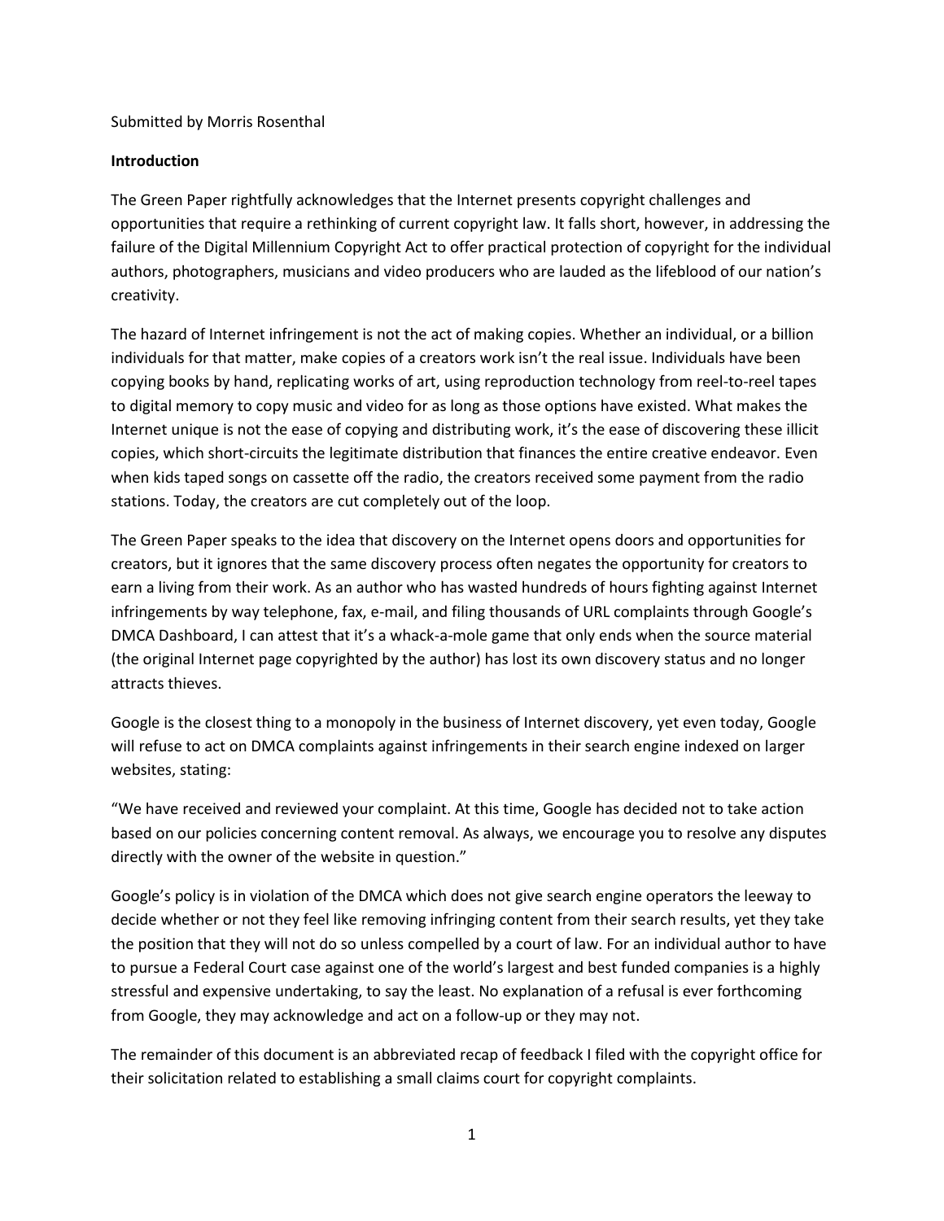Submitted by Morris Rosenthal

**Introduction**

The Green Paper rightfully acknowledges that the Internet presents copyright challenges and opportunities that require a rethinking of current copyright law. It falls short, however, in addressing the failure of the Digital Millennium Copyright Act to offer practical protection of copyright for the individual authors, photographers, musicians and video producers who are lauded as the lifeblood of our nation's creativity.

The hazard of Internet infringement is not the act of making copies. Whether an individual, or a billion individuals for that matter, make copies of a creators work isn't the real issue. Individuals have been copying books by hand, replicating works of art, using reproduction technology from reel-to-reel tapes to digital memory to copy music and video for as long as those options have existed. What makes the Internet unique is not the ease of copying and distributing work, it's the ease of discovering these illicit copies, which short-circuits the legitimate distribution that finances the entire creative endeavor. Even when kids taped songs on cassette off the radio, the creators received some payment from the radio stations. Today, the creators are cut completely out of the loop.

The Green Paper speaks to the idea that discovery on the Internet opens doors and opportunities for creators, but it ignores that the same discovery process often negates the opportunity for creators to earn a living from their work. As an author who has wasted hundreds of hours fighting against Internet infringements by way telephone, fax, e-mail, and filing thousands of URL complaints through Google's DMCA Dashboard, I can attest that it's a whack-a-mole game that only ends when the source material (the original Internet page copyrighted by the author) has lost its own discovery status and no longer attracts thieves.

Google is the closest thing to a monopoly in the business of Internet discovery, yet even today, Google will refuse to act on DMCA complaints against infringements in their search engine indexed on larger websites, stating:

"We have received and reviewed your complaint. At this time, Google has decided not to take action based on our policies concerning content removal. As always, we encourage you to resolve any disputes directly with the owner of the website in question."

Google's policy is in violation of the DMCA which does not give search engine operators the leeway to decide whether or not they feel like removing infringing content from their search results, yet they take the position that they will not do so unless compelled by a court of law. For an individual author to have to pursue a Federal Court case against one of the world's largest and best funded companies is a highly stressful and expensive undertaking, to say the least. No explanation of a refusal is ever forthcoming from Google, they may acknowledge and act on a follow-up or they may not.

The remainder of this document is an abbreviated recap of feedback I filed with the copyright office for their solicitation related to establishing a small claims court for copyright complaints.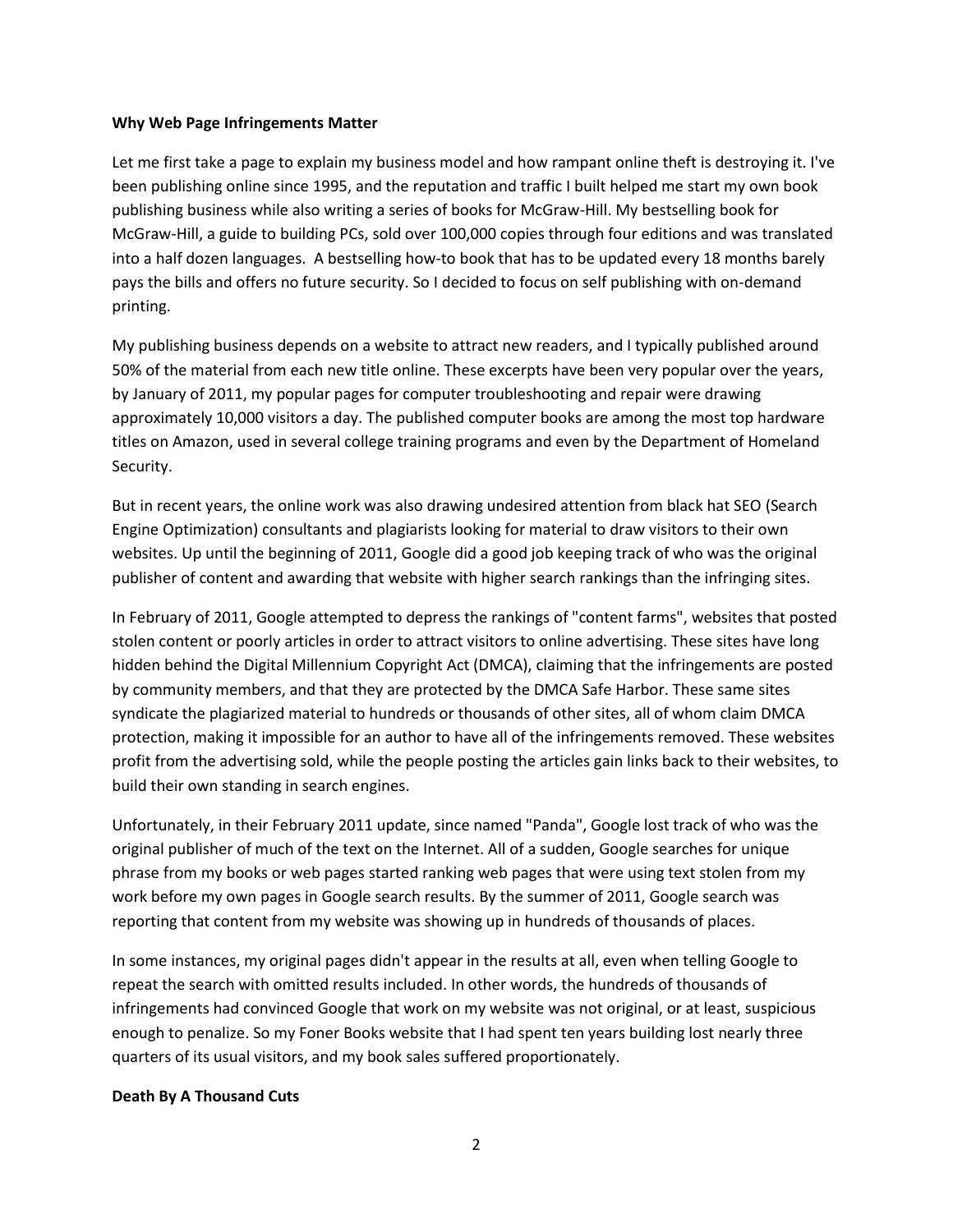**Why Web Page Infringements Matter**

Let me first take a page to explain my business model and how rampant online theft is destroying it. I've been publishing online since 1995, and the reputation and traffic I built helped me start my own book publishing business while also writing a series of books for McGraw-Hill. My bestselling book for McGraw-Hill, a guide to building PCs, sold over 100,000 copies through four editions and was translated into a half dozen languages. A bestselling how-to book that has to be updated every 18 months barely pays the bills and offers no future security. So I decided to focus on self publishing with on-demand printing.

My publishing business depends on a website to attract new readers, and I typically published around 50% of the material from each new title online. These excerpts have been very popular over the years, by January of 2011, my popular pages for computer troubleshooting and repair were drawing approximately 10,000 visitors a day. The published computer books are among the most top hardware titles on Amazon, used in several college training programs and even by the Department of Homeland Security.

But in recent years, the online work was also drawing undesired attention from black hat SEO (Search Engine Optimization) consultants and plagiarists looking for material to draw visitors to their own websites. Up until the beginning of 2011, Google did a good job keeping track of who was the original publisher of content and awarding that website with higher search rankings than the infringing sites.

In February of 2011, Google attempted to depress the rankings of "content farms", websites that posted stolen content or poorly articles in order to attract visitors to online advertising. These sites have long hidden behind the Digital Millennium Copyright Act (DMCA), claiming that the infringements are posted by community members, and that they are protected by the DMCA Safe Harbor. These same sites syndicate the plagiarized material to hundreds or thousands of other sites, all of whom claim DMCA protection, making it impossible for an author to have all of the infringements removed. These websites profit from the advertising sold, while the people posting the articles gain links back to their websites, to build their own standing in search engines.

Unfortunately, in their February 2011 update, since named "Panda", Google lost track of who was the original publisher of much of the text on the Internet. All of a sudden, Google searches for unique phrase from my books or web pages started ranking web pages that were using text stolen from my work before my own pages in Google search results. By the summer of 2011, Google search was reporting that content from my website was showing up in hundreds of thousands of places.

In some instances, my original pages didn't appear in the results at all, even when telling Google to repeat the search with omitted results included. In other words, the hundreds of thousands of infringements had convinced Google that work on my website was not original, or at least, suspicious enough to penalize. So my Foner Books website that I had spent ten years building lost nearly three quarters of its usual visitors, and my book sales suffered proportionately.

**Death By A Thousand Cuts**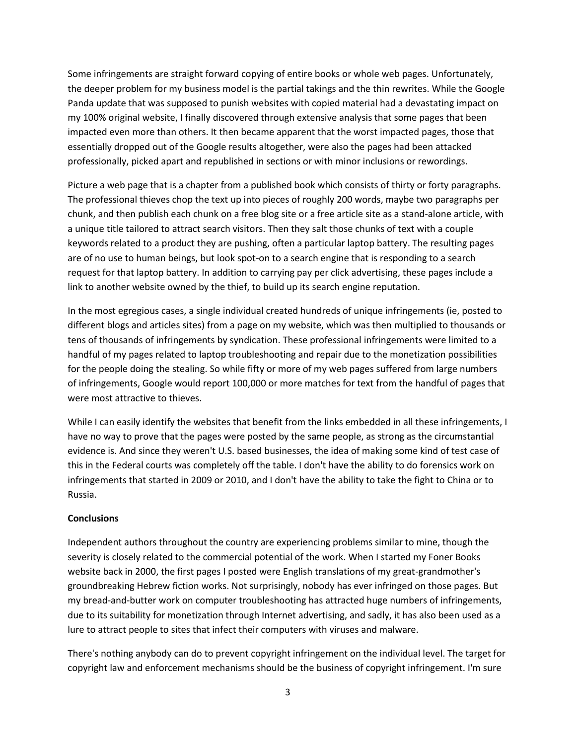Some infringements are straight forward copying of entire books or whole web pages. Unfortunately, the deeper problem for my business model is the partial takings and the thin rewrites. While the Google Panda update that was supposed to punish websites with copied material had a devastating impact on my 100% original website, I finally discovered through extensive analysis that some pages that been impacted even more than others. It then became apparent that the worst impacted pages, those that essentially dropped out of the Google results altogether, were also the pages had been attacked professionally, picked apart and republished in sections or with minor inclusions or rewordings.

Picture a web page that is a chapter from a published book which consists of thirty or forty paragraphs. The professional thieves chop the text up into pieces of roughly 200 words, maybe two paragraphs per chunk, and then publish each chunk on a free blog site or a free article site as a stand-alone article, with a unique title tailored to attract search visitors. Then they salt those chunks of text with a couple keywords related to a product they are pushing, often a particular laptop battery. The resulting pages are of no use to human beings, but look spot-on to a search engine that is responding to a search request for that laptop battery. In addition to carrying pay per click advertising, these pages include a link to another website owned by the thief, to build up its search engine reputation.

In the most egregious cases, a single individual created hundreds of unique infringements (ie, posted to different blogs and articles sites) from a page on my website, which was then multiplied to thousands or tens of thousands of infringements by syndication. These professional infringements were limited to a handful of my pages related to laptop troubleshooting and repair due to the monetization possibilities for the people doing the stealing. So while fifty or more of my web pages suffered from large numbers of infringements, Google would report 100,000 or more matches for text from the handful of pages that were most attractive to thieves.

While I can easily identify the websites that benefit from the links embedded in all these infringements, I have no way to prove that the pages were posted by the same people, as strong as the circumstantial evidence is. And since they weren't U.S. based businesses, the idea of making some kind of test case of this in the Federal courts was completely off the table. I don't have the ability to do forensics work on infringements that started in 2009 or 2010, and I don't have the ability to take the fight to China or to Russia.

**Conclusions**

Independent authors throughout the country are experiencing problems similar to mine, though the severity is closely related to the commercial potential of the work. When I started my Foner Books website back in 2000, the first pages I posted were English translations of my great-grandmother's groundbreaking Hebrew fiction works. Not surprisingly, nobody has ever infringed on those pages. But my bread-and-butter work on computer troubleshooting has attracted huge numbers of infringements, due to its suitability for monetization through Internet advertising, and sadly, it has also been used as a lure to attract people to sites that infect their computers with viruses and malware.

There's nothing anybody can do to prevent copyright infringement on the individual level. The target for copyright law and enforcement mechanisms should be the business of copyright infringement. I'm sure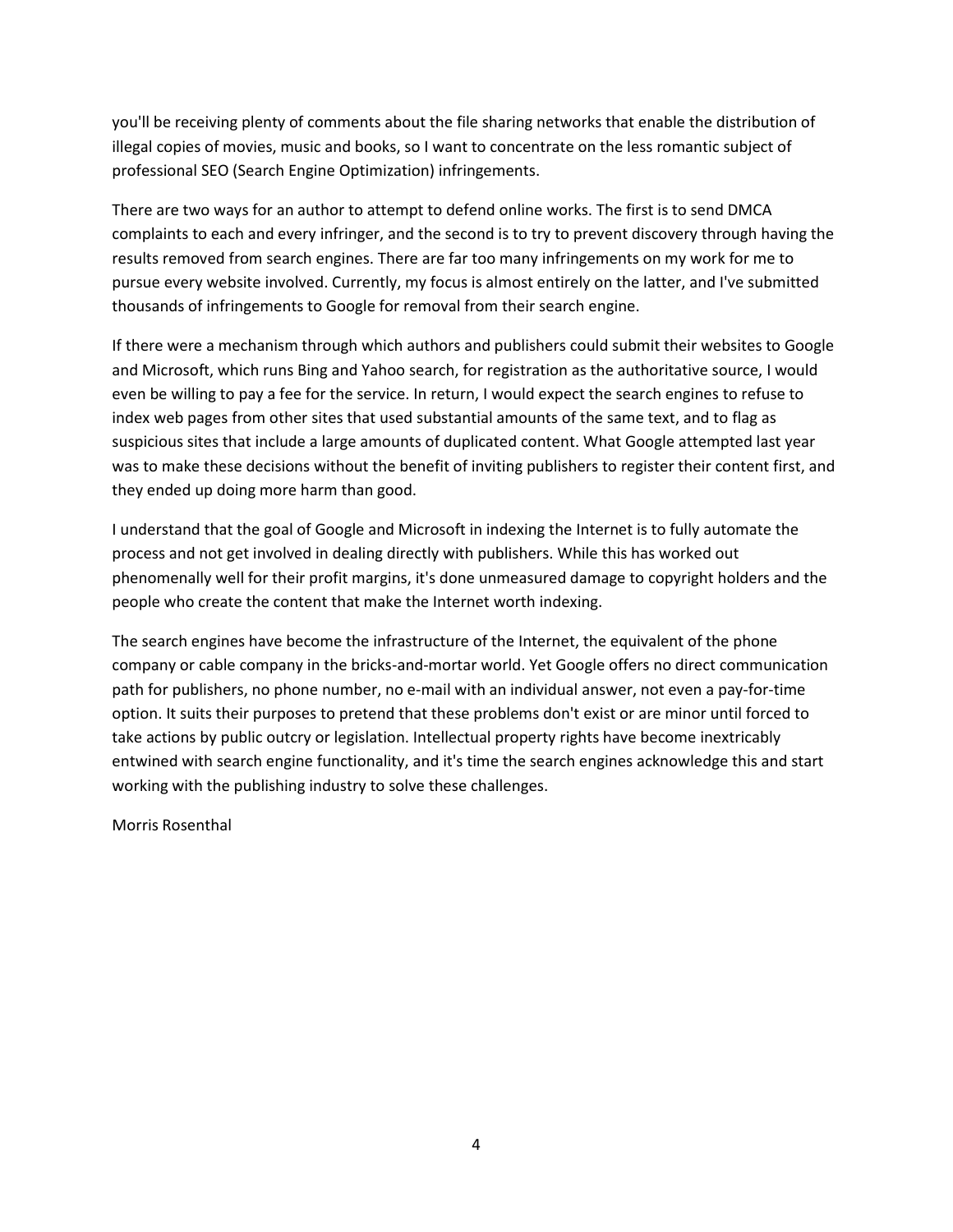you'll be receiving plenty of comments about the file sharing networks that enable the distribution of illegal copies of movies, music and books, so I want to concentrate on the less romantic subject of professional SEO (Search Engine Optimization) infringements.

There are two ways for an author to attempt to defend online works. The first is to send DMCA complaints to each and every infringer, and the second is to try to prevent discovery through having the results removed from search engines. There are far too many infringements on my work for me to pursue every website involved. Currently, my focus is almost entirely on the latter, and I've submitted thousands of infringements to Google for removal from their search engine.

If there were a mechanism through which authors and publishers could submit their websites to Google and Microsoft, which runs Bing and Yahoo search, for registration as the authoritative source, I would even be willing to pay a fee for the service. In return, I would expect the search engines to refuse to index web pages from other sites that used substantial amounts of the same text, and to flag as suspicious sites that include a large amounts of duplicated content. What Google attempted last year was to make these decisions without the benefit of inviting publishers to register their content first, and they ended up doing more harm than good.

I understand that the goal of Google and Microsoft in indexing the Internet is to fully automate the process and not get involved in dealing directly with publishers. While this has worked out phenomenally well for their profit margins, it's done unmeasured damage to copyright holders and the people who create the content that make the Internet worth indexing.

The search engines have become the infrastructure of the Internet, the equivalent of the phone company or cable company in the bricks-and-mortar world. Yet Google offers no direct communication path for publishers, no phone number, no e-mail with an individual answer, not even a pay-for-time option. It suits their purposes to pretend that these problems don't exist or are minor until forced to take actions by public outcry or legislation. Intellectual property rights have become inextricably entwined with search engine functionality, and it's time the search engines acknowledge this and start working with the publishing industry to solve these challenges.

Morris Rosenthal